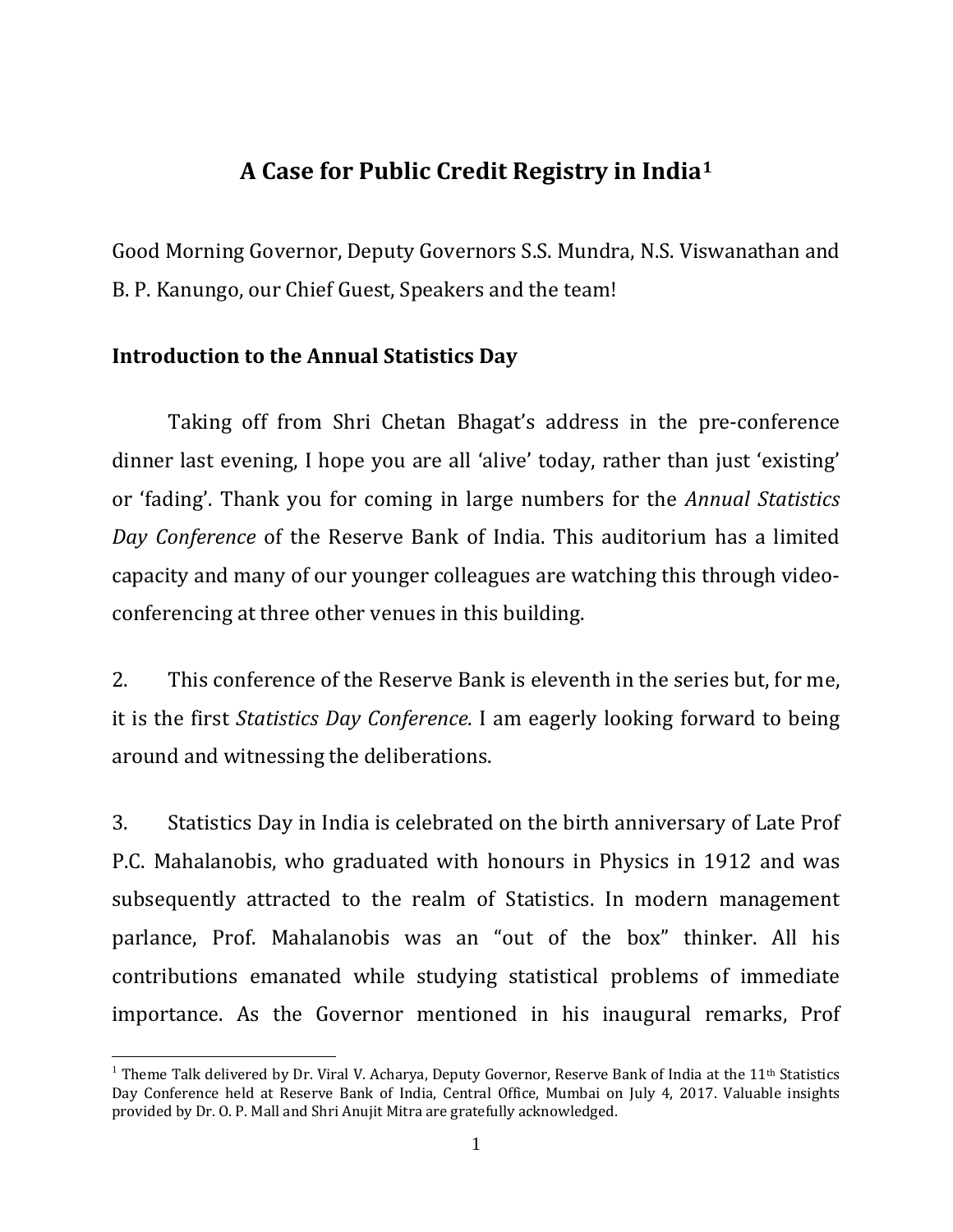# A Case for Public Credit Registry in India[1]

Good Morning Governor, Deputy Governors S.S. Mundra, N.S. Viswanathan and B. P. Kanungo, our Chief Guest, Speakers and the team!

## Introduction to the Annual Statistics Day

Taking off from Shri Chetan Bhagat's address in the pre-conference dinner last evening, I hope you are all 'alive' today, rather than just 'existing' or 'fading'. Thank you for coming in large numbers for the *Annual Statistics Day Conference* of the Reserve Bank of India. This auditorium has a limited capacity and many of our younger colleagues are watching this through video-conferencing at three other venues in this building.

2. This conference of the Reserve Bank is eleventh in the series but, for me, it is the first *Statistics Day Conference*. I am eagerly looking forward to being around and witnessing the deliberations.

3. Statistics Day in India is celebrated on the birth anniversary of Late Prof P.C. Mahalanobis, who graduated with honours in Physics in 1912 and was subsequently attracted to the realm of Statistics. In modern management parlance, Prof. Mahalanobis was an "out of the box" thinker. All his contributions emanated while studying statistical problems of immediate importance. As the Governor mentioned in his inaugural remarks, Prof

[1] Theme Talk delivered by Dr. Viral V. Acharya, Deputy Governor, Reserve Bank of India at the 11th Statistics Day Conference held at Reserve Bank of India, Central Office, Mumbai on July 4, 2017. Valuable insights provided by Dr. O. P. Mall and Shri Anujit Mitra are gratefully acknowledged.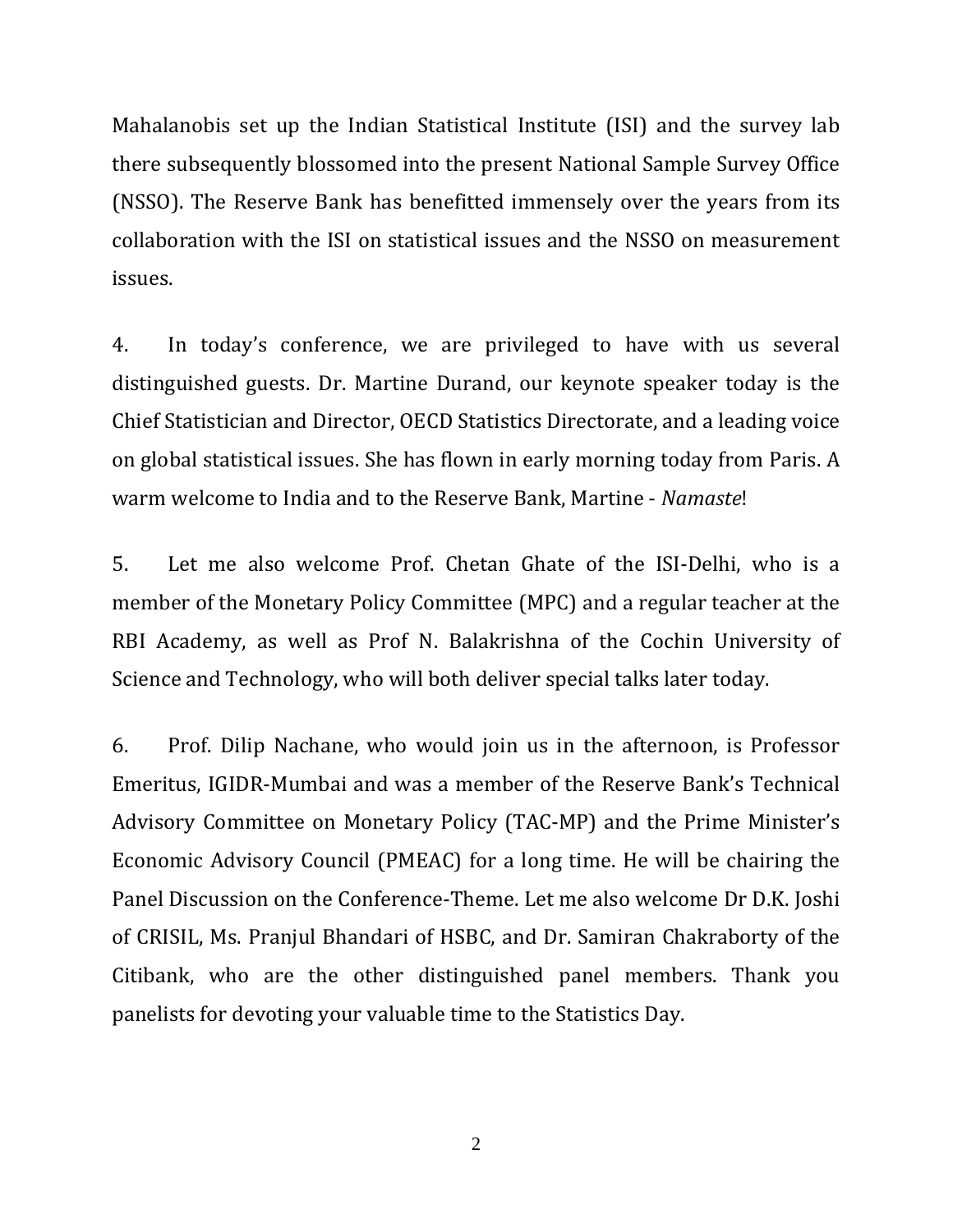Mahalanobis set up the Indian Statistical Institute (ISI) and the survey lab there subsequently blossomed into the present National Sample Survey Office (NSSO). The Reserve Bank has benefitted immensely over the years from its collaboration with the ISI on statistical issues and the NSSO on measurement issues.

4. In today's conference, we are privileged to have with us several distinguished guests. Dr. Martine Durand, our keynote speaker today is the Chief Statistician and Director, OECD Statistics Directorate, and a leading voice on global statistical issues. She has flown in early morning today from Paris. A warm welcome to India and to the Reserve Bank, Martine - *Namaste*!

5. Let me also welcome Prof. Chetan Ghate of the ISI-Delhi, who is a member of the Monetary Policy Committee (MPC) and a regular teacher at the RBI Academy, as well as Prof N. Balakrishna of the Cochin University of Science and Technology, who will both deliver special talks later today.

6. Prof. Dilip Nachane, who would join us in the afternoon, is Professor Emeritus, IGIDR-Mumbai and was a member of the Reserve Bank's Technical Advisory Committee on Monetary Policy (TAC-MP) and the Prime Minister's Economic Advisory Council (PMEAC) for a long time. He will be chairing the Panel Discussion on the Conference-Theme. Let me also welcome Dr D.K. Joshi of CRISIL, Ms. Pranjul Bhandari of HSBC, and Dr. Samiran Chakraborty of the Citibank, who are the other distinguished panel members. Thank you panelists for devoting your valuable time to the Statistics Day.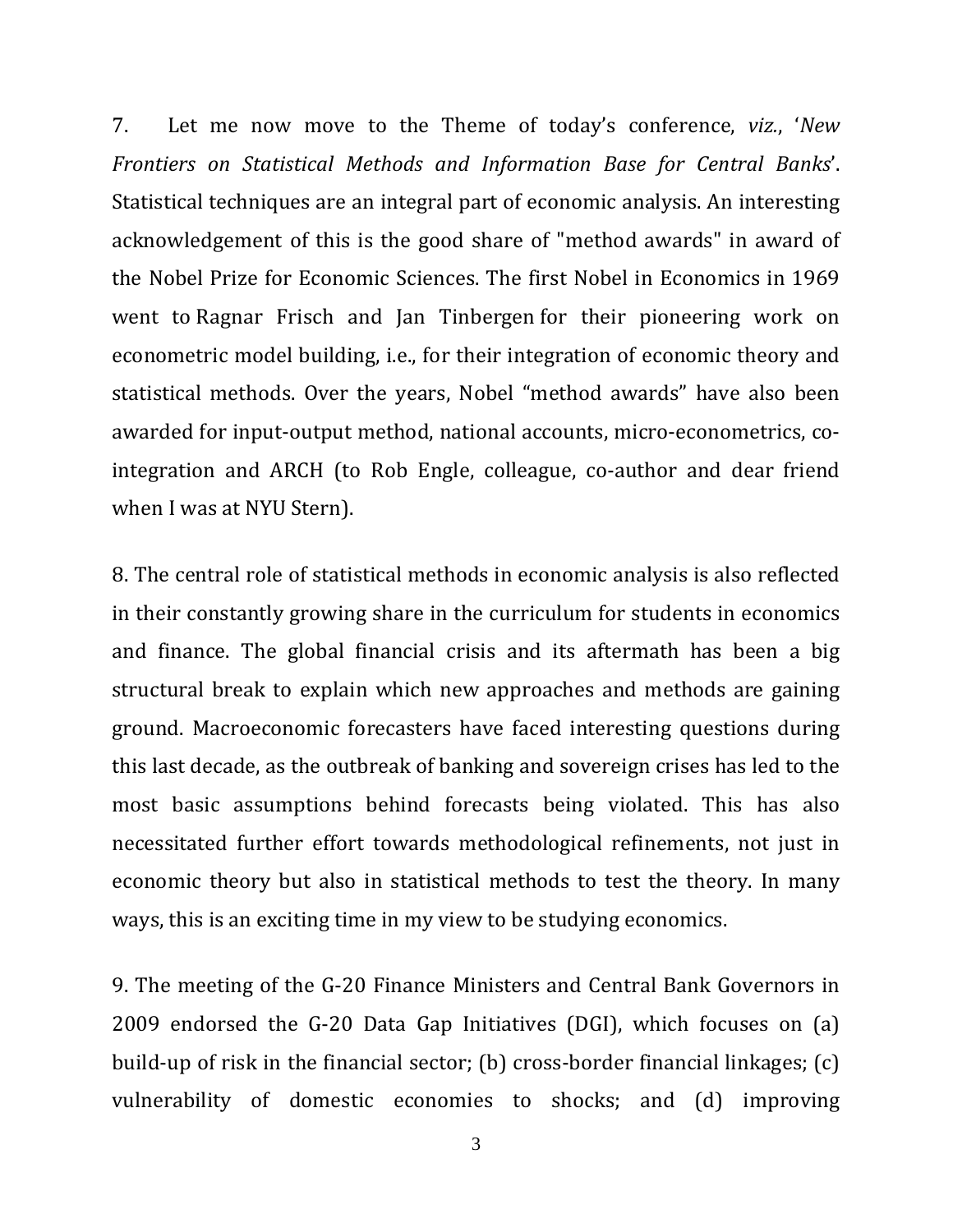7. Let me now move to the Theme of today's conference, *viz.*, '*New Frontiers on Statistical Methods and Information Base for Central Banks*'. Statistical techniques are an integral part of economic analysis. An interesting acknowledgement of this is the good share of "method awards" in award of the Nobel Prize for Economic Sciences. The first Nobel in Economics in 1969 went to Ragnar Frisch and Jan Tinbergen for their pioneering work on econometric model building, i.e., for their integration of economic theory and statistical methods. Over the years, Nobel "method awards" have also been awarded for input-output method, national accounts, micro-econometrics, co-integration and ARCH (to Rob Engle, colleague, co-author and dear friend when I was at NYU Stern).

8. The central role of statistical methods in economic analysis is also reflected in their constantly growing share in the curriculum for students in economics and finance. The global financial crisis and its aftermath has been a big structural break to explain which new approaches and methods are gaining ground. Macroeconomic forecasters have faced interesting questions during this last decade, as the outbreak of banking and sovereign crises has led to the most basic assumptions behind forecasts being violated. This has also necessitated further effort towards methodological refinements, not just in economic theory but also in statistical methods to test the theory. In many ways, this is an exciting time in my view to be studying economics.

9. The meeting of the G-20 Finance Ministers and Central Bank Governors in 2009 endorsed the G-20 Data Gap Initiatives (DGI), which focuses on (a) build-up of risk in the financial sector; (b) cross-border financial linkages; (c) vulnerability of domestic economies to shocks; and (d) improving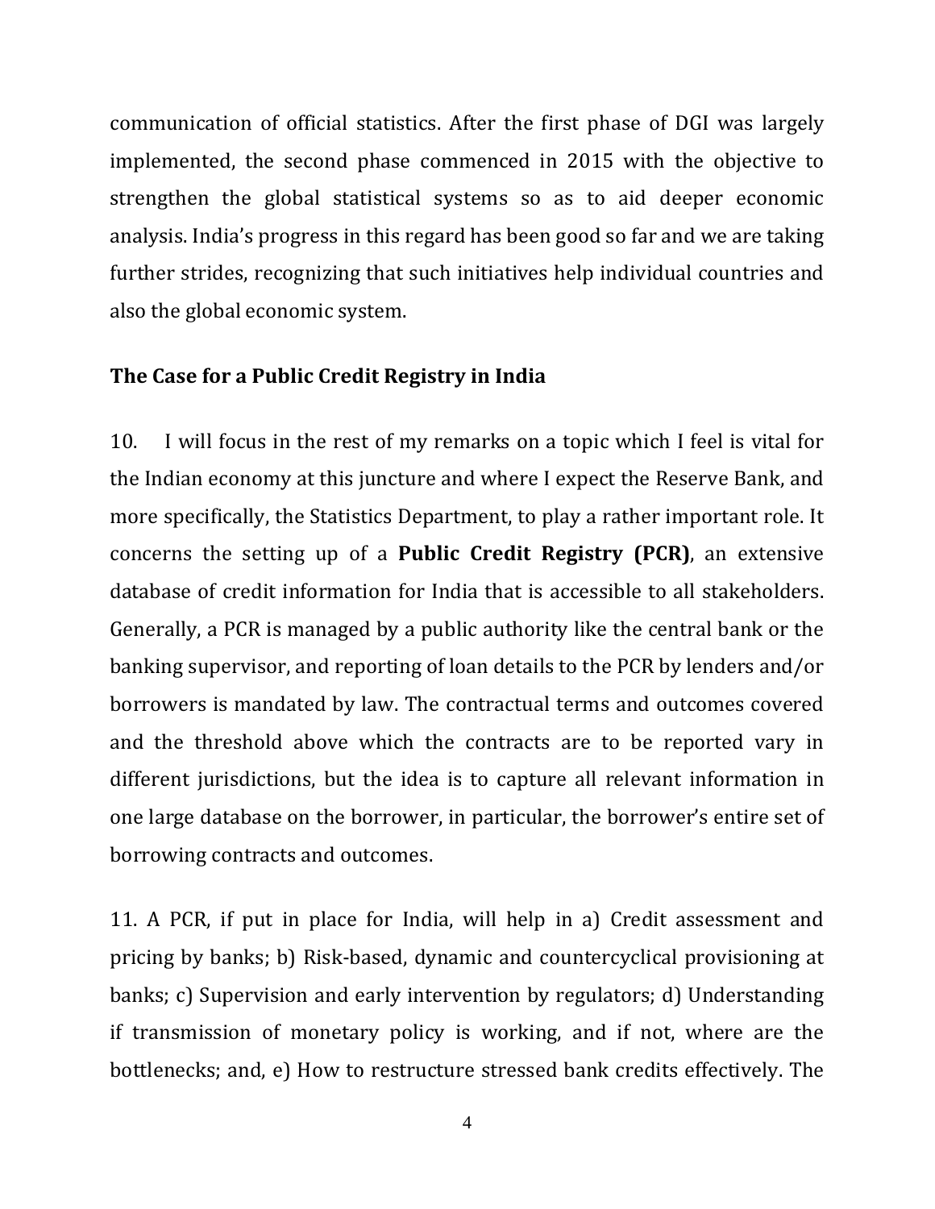communication of official statistics. After the first phase of DGI was largely implemented, the second phase commenced in 2015 with the objective to strengthen the global statistical systems so as to aid deeper economic analysis. India's progress in this regard has been good so far and we are taking further strides, recognizing that such initiatives help individual countries and also the global economic system.

**The Case for a Public Credit Registry in India**

10. I will focus in the rest of my remarks on a topic which I feel is vital for the Indian economy at this juncture and where I expect the Reserve Bank, and more specifically, the Statistics Department, to play a rather important role. It concerns the setting up of a **Public Credit Registry (PCR)**, an extensive database of credit information for India that is accessible to all stakeholders. Generally, a PCR is managed by a public authority like the central bank or the banking supervisor, and reporting of loan details to the PCR by lenders and/or borrowers is mandated by law. The contractual terms and outcomes covered and the threshold above which the contracts are to be reported vary in different jurisdictions, but the idea is to capture all relevant information in one large database on the borrower, in particular, the borrower's entire set of borrowing contracts and outcomes.

11. A PCR, if put in place for India, will help in a) Credit assessment and pricing by banks; b) Risk-based, dynamic and countercyclical provisioning at banks; c) Supervision and early intervention by regulators; d) Understanding if transmission of monetary policy is working, and if not, where are the bottlenecks; and, e) How to restructure stressed bank credits effectively. The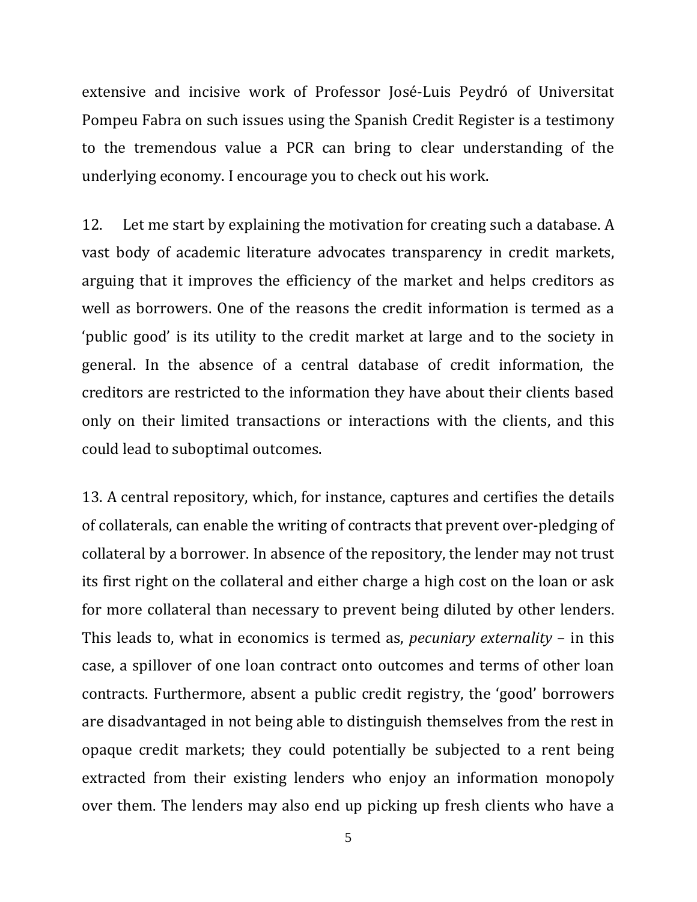extensive and incisive work of Professor José-Luis Peydró of Universitat Pompeu Fabra on such issues using the Spanish Credit Register is a testimony to the tremendous value a PCR can bring to clear understanding of the underlying economy. I encourage you to check out his work.

12. Let me start by explaining the motivation for creating such a database. A vast body of academic literature advocates transparency in credit markets, arguing that it improves the efficiency of the market and helps creditors as well as borrowers. One of the reasons the credit information is termed as a 'public good' is its utility to the credit market at large and to the society in general. In the absence of a central database of credit information, the creditors are restricted to the information they have about their clients based only on their limited transactions or interactions with the clients, and this could lead to suboptimal outcomes.

13. A central repository, which, for instance, captures and certifies the details of collaterals, can enable the writing of contracts that prevent over-pledging of collateral by a borrower. In absence of the repository, the lender may not trust its first right on the collateral and either charge a high cost on the loan or ask for more collateral than necessary to prevent being diluted by other lenders. This leads to, what in economics is termed as, *pecuniary externality* – in this case, a spillover of one loan contract onto outcomes and terms of other loan contracts. Furthermore, absent a public credit registry, the 'good' borrowers are disadvantaged in not being able to distinguish themselves from the rest in opaque credit markets; they could potentially be subjected to a rent being extracted from their existing lenders who enjoy an information monopoly over them. The lenders may also end up picking up fresh clients who have a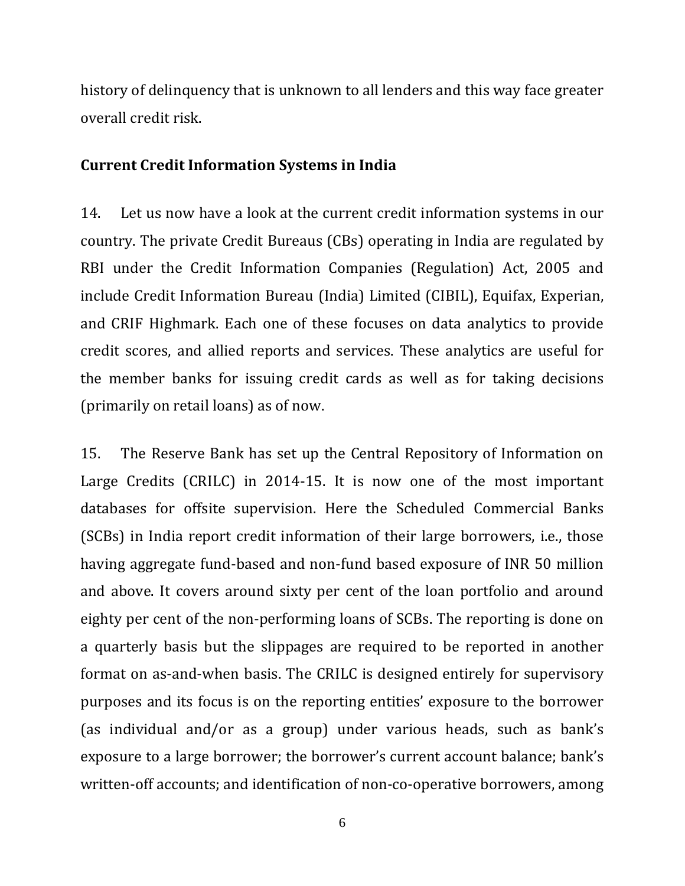history of delinquency that is unknown to all lenders and this way face greater overall credit risk.

**Current Credit Information Systems in India**

14. Let us now have a look at the current credit information systems in our country. The private Credit Bureaus (CBs) operating in India are regulated by RBI under the Credit Information Companies (Regulation) Act, 2005 and include Credit Information Bureau (India) Limited (CIBIL), Equifax, Experian, and CRIF Highmark. Each one of these focuses on data analytics to provide credit scores, and allied reports and services. These analytics are useful for the member banks for issuing credit cards as well as for taking decisions (primarily on retail loans) as of now.

15. The Reserve Bank has set up the Central Repository of Information on Large Credits (CRILC) in 2014-15. It is now one of the most important databases for offsite supervision. Here the Scheduled Commercial Banks (SCBs) in India report credit information of their large borrowers, i.e., those having aggregate fund-based and non-fund based exposure of INR 50 million and above. It covers around sixty per cent of the loan portfolio and around eighty per cent of the non-performing loans of SCBs. The reporting is done on a quarterly basis but the slippages are required to be reported in another format on as-and-when basis. The CRILC is designed entirely for supervisory purposes and its focus is on the reporting entities' exposure to the borrower (as individual and/or as a group) under various heads, such as bank's exposure to a large borrower; the borrower's current account balance; bank's written-off accounts; and identification of non-co-operative borrowers, among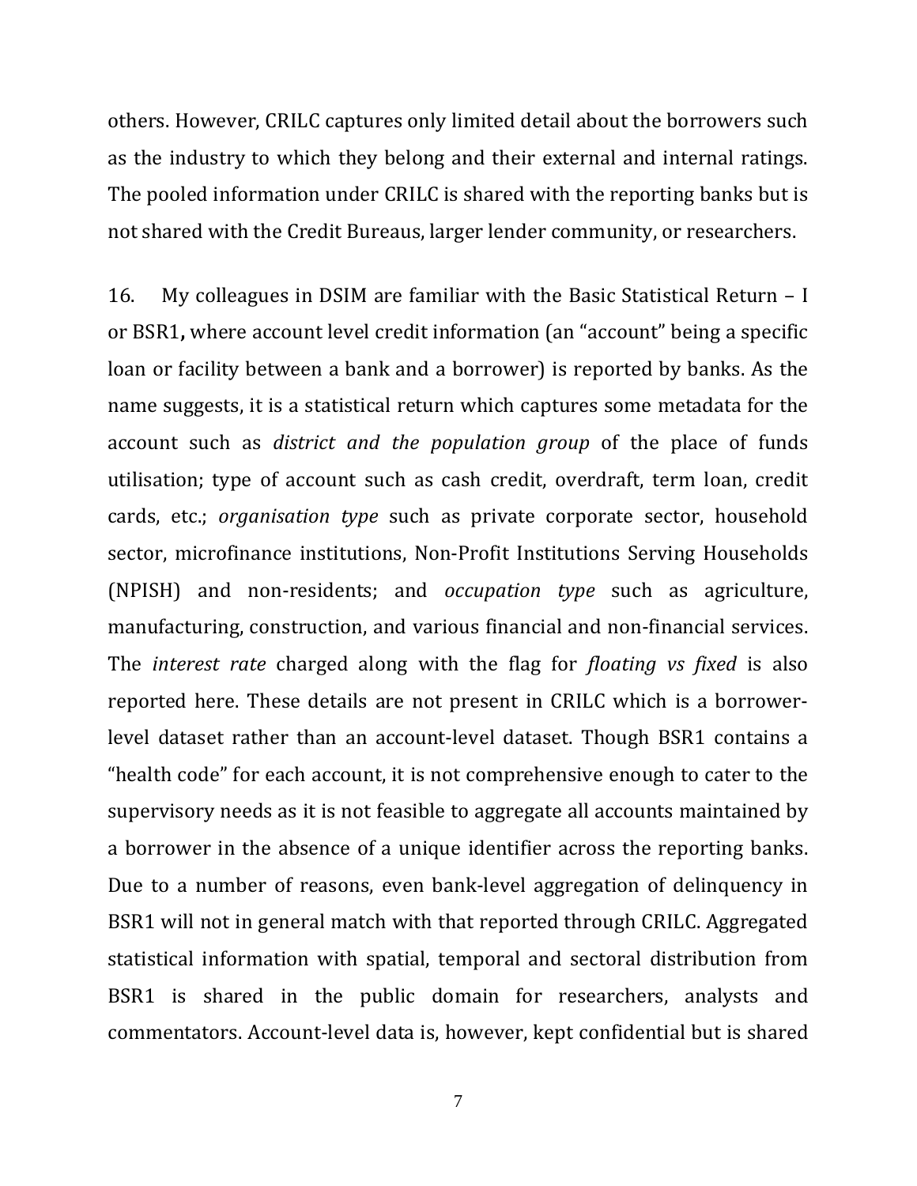others. However, CRILC captures only limited detail about the borrowers such as the industry to which they belong and their external and internal ratings. The pooled information under CRILC is shared with the reporting banks but is not shared with the Credit Bureaus, larger lender community, or researchers.

16. My colleagues in DSIM are familiar with the Basic Statistical Return – I or BSR1**,** where account level credit information (an "account" being a specific loan or facility between a bank and a borrower) is reported by banks. As the name suggests, it is a statistical return which captures some metadata for the account such as *district and the population group* of the place of funds utilisation; type of account such as cash credit, overdraft, term loan, credit cards, etc.; *organisation type* such as private corporate sector, household sector, microfinance institutions, Non-Profit Institutions Serving Households (NPISH) and non-residents; and *occupation type* such as agriculture, manufacturing, construction, and various financial and non-financial services. The *interest rate* charged along with the flag for *floating vs fixed* is also reported here. These details are not present in CRILC which is a borrower-level dataset rather than an account-level dataset. Though BSR1 contains a "health code" for each account, it is not comprehensive enough to cater to the supervisory needs as it is not feasible to aggregate all accounts maintained by a borrower in the absence of a unique identifier across the reporting banks. Due to a number of reasons, even bank-level aggregation of delinquency in BSR1 will not in general match with that reported through CRILC. Aggregated statistical information with spatial, temporal and sectoral distribution from BSR1 is shared in the public domain for researchers, analysts and commentators. Account-level data is, however, kept confidential but is shared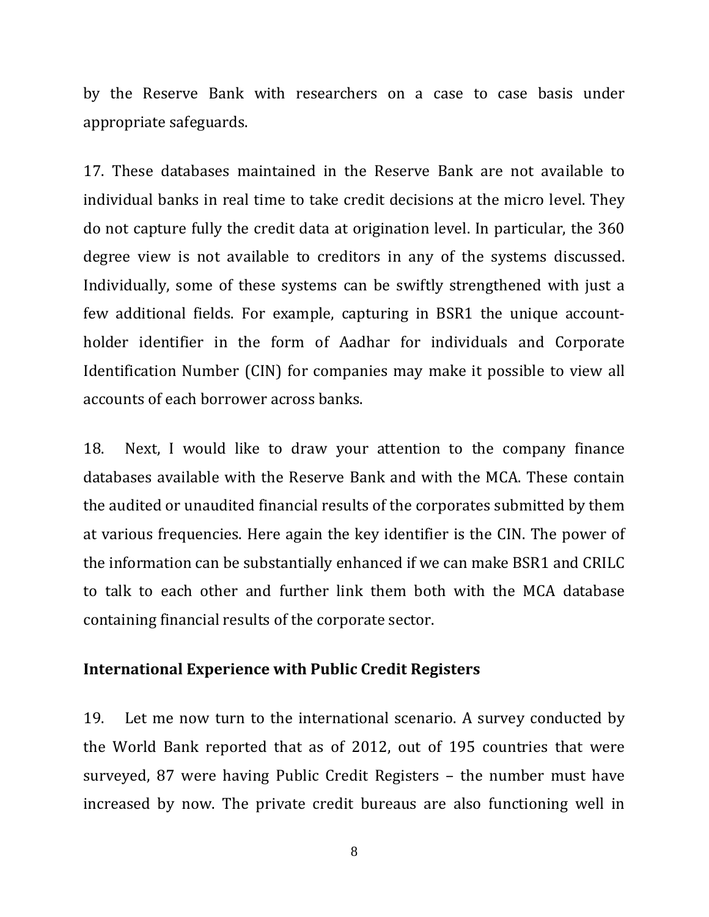by the Reserve Bank with researchers on a case to case basis under appropriate safeguards.

17. These databases maintained in the Reserve Bank are not available to individual banks in real time to take credit decisions at the micro level. They do not capture fully the credit data at origination level. In particular, the 360 degree view is not available to creditors in any of the systems discussed. Individually, some of these systems can be swiftly strengthened with just a few additional fields. For example, capturing in BSR1 the unique account-holder identifier in the form of Aadhar for individuals and Corporate Identification Number (CIN) for companies may make it possible to view all accounts of each borrower across banks.

18. Next, I would like to draw your attention to the company finance databases available with the Reserve Bank and with the MCA. These contain the audited or unaudited financial results of the corporates submitted by them at various frequencies. Here again the key identifier is the CIN. The power of the information can be substantially enhanced if we can make BSR1 and CRILC to talk to each other and further link them both with the MCA database containing financial results of the corporate sector.

**International Experience with Public Credit Registers**

19. Let me now turn to the international scenario. A survey conducted by the World Bank reported that as of 2012, out of 195 countries that were surveyed, 87 were having Public Credit Registers – the number must have increased by now. The private credit bureaus are also functioning well in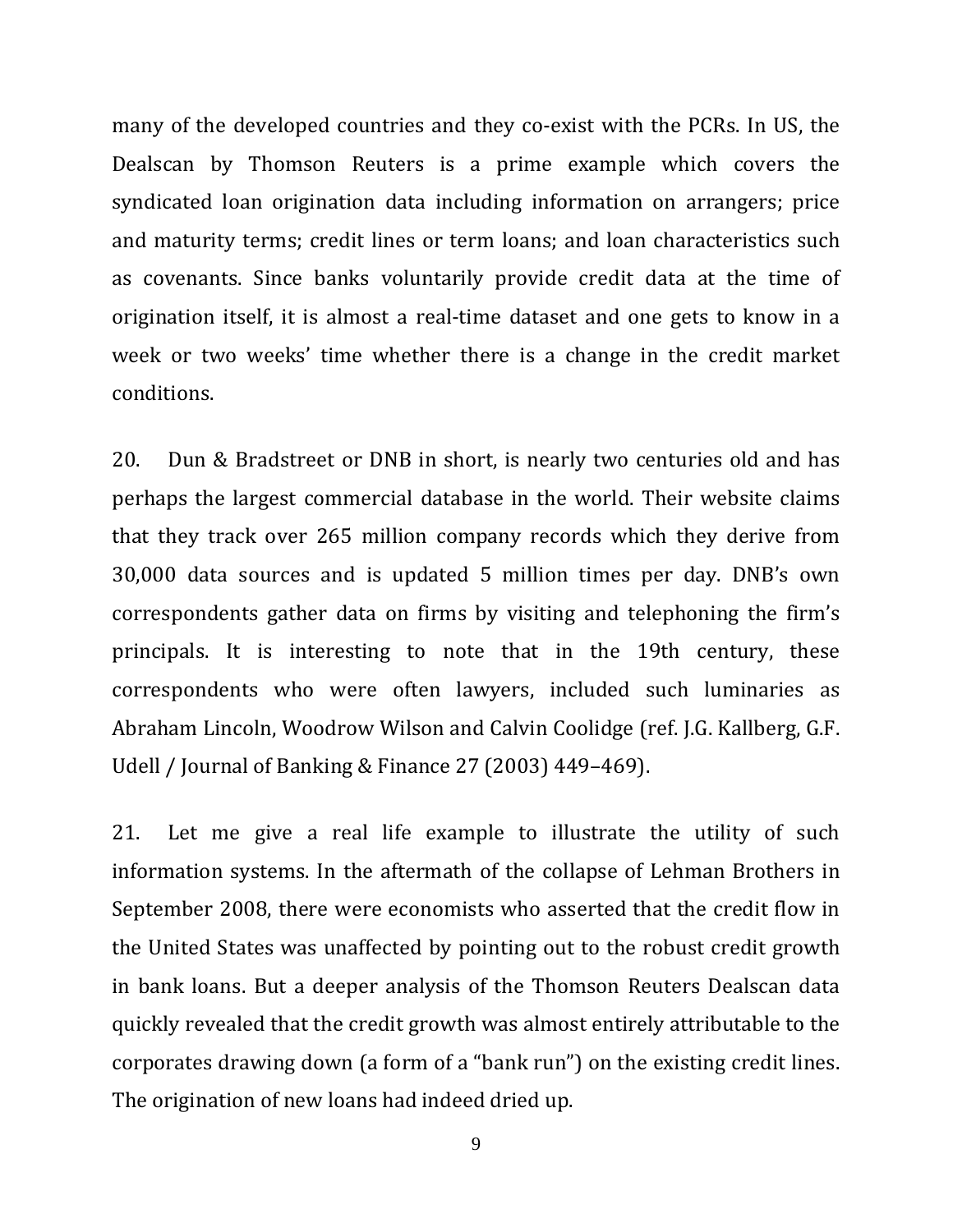many of the developed countries and they co-exist with the PCRs. In US, the Dealscan by Thomson Reuters is a prime example which covers the syndicated loan origination data including information on arrangers; price and maturity terms; credit lines or term loans; and loan characteristics such as covenants. Since banks voluntarily provide credit data at the time of origination itself, it is almost a real-time dataset and one gets to know in a week or two weeks' time whether there is a change in the credit market conditions.

20. Dun & Bradstreet or DNB in short, is nearly two centuries old and has perhaps the largest commercial database in the world. Their website claims that they track over 265 million company records which they derive from 30,000 data sources and is updated 5 million times per day. DNB's own correspondents gather data on firms by visiting and telephoning the firm's principals. It is interesting to note that in the 19th century, these correspondents who were often lawyers, included such luminaries as Abraham Lincoln, Woodrow Wilson and Calvin Coolidge (ref. J.G. Kallberg, G.F. Udell / Journal of Banking & Finance 27 (2003) 449–469).

21. Let me give a real life example to illustrate the utility of such information systems. In the aftermath of the collapse of Lehman Brothers in September 2008, there were economists who asserted that the credit flow in the United States was unaffected by pointing out to the robust credit growth in bank loans. But a deeper analysis of the Thomson Reuters Dealscan data quickly revealed that the credit growth was almost entirely attributable to the corporates drawing down (a form of a "bank run") on the existing credit lines. The origination of new loans had indeed dried up.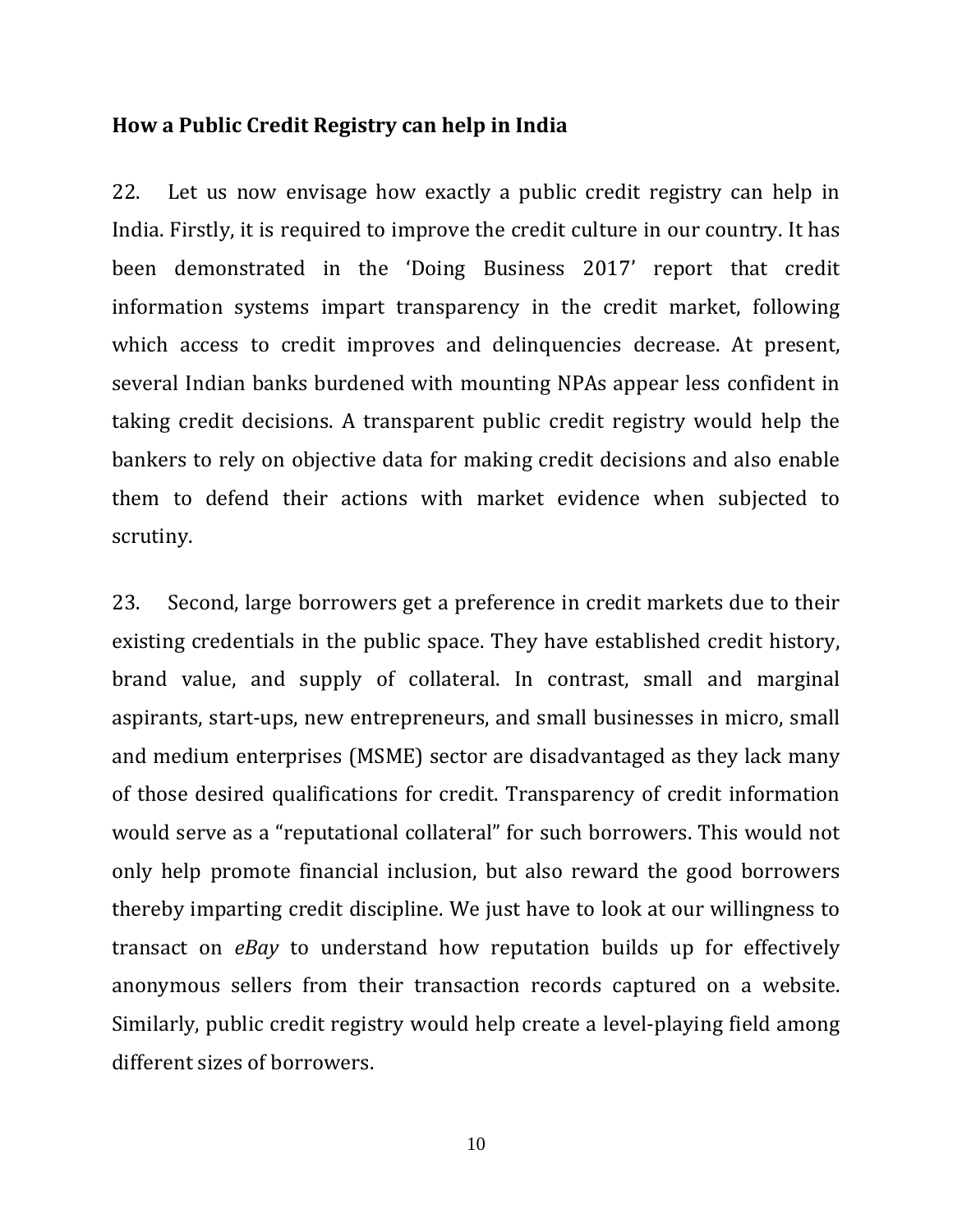**How a Public Credit Registry can help in India**

22. Let us now envisage how exactly a public credit registry can help in India. Firstly, it is required to improve the credit culture in our country. It has been demonstrated in the 'Doing Business 2017' report that credit information systems impart transparency in the credit market, following which access to credit improves and delinquencies decrease. At present, several Indian banks burdened with mounting NPAs appear less confident in taking credit decisions. A transparent public credit registry would help the bankers to rely on objective data for making credit decisions and also enable them to defend their actions with market evidence when subjected to scrutiny.

23. Second, large borrowers get a preference in credit markets due to their existing credentials in the public space. They have established credit history, brand value, and supply of collateral. In contrast, small and marginal aspirants, start-ups, new entrepreneurs, and small businesses in micro, small and medium enterprises (MSME) sector are disadvantaged as they lack many of those desired qualifications for credit. Transparency of credit information would serve as a "reputational collateral" for such borrowers. This would not only help promote financial inclusion, but also reward the good borrowers thereby imparting credit discipline. We just have to look at our willingness to transact on *eBay* to understand how reputation builds up for effectively anonymous sellers from their transaction records captured on a website. Similarly, public credit registry would help create a level-playing field among different sizes of borrowers.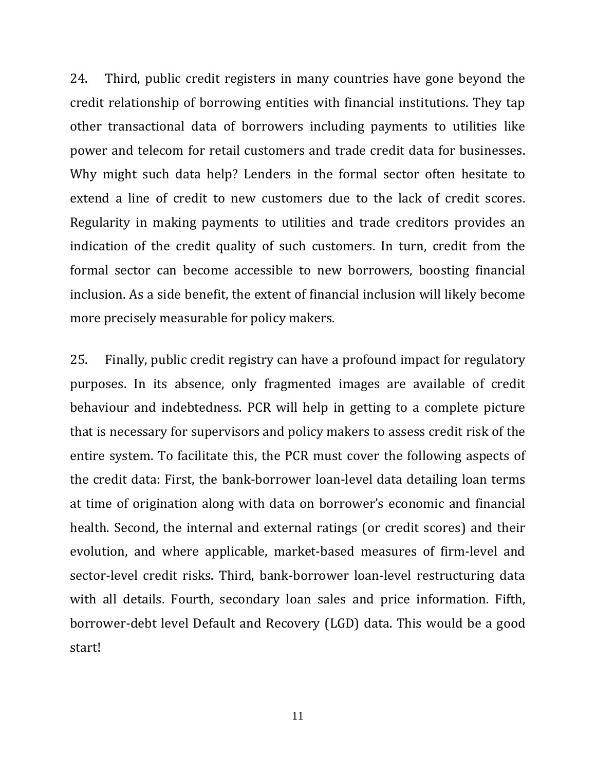24. Third, public credit registers in many countries have gone beyond the credit relationship of borrowing entities with financial institutions. They tap other transactional data of borrowers including payments to utilities like power and telecom for retail customers and trade credit data for businesses. Why might such data help? Lenders in the formal sector often hesitate to extend a line of credit to new customers due to the lack of credit scores. Regularity in making payments to utilities and trade creditors provides an indication of the credit quality of such customers. In turn, credit from the formal sector can become accessible to new borrowers, boosting financial inclusion. As a side benefit, the extent of financial inclusion will likely become more precisely measurable for policy makers.

25. Finally, public credit registry can have a profound impact for regulatory purposes. In its absence, only fragmented images are available of credit behaviour and indebtedness. PCR will help in getting to a complete picture that is necessary for supervisors and policy makers to assess credit risk of the entire system. To facilitate this, the PCR must cover the following aspects of the credit data: First, the bank-borrower loan-level data detailing loan terms at time of origination along with data on borrower's economic and financial health. Second, the internal and external ratings (or credit scores) and their evolution, and where applicable, market-based measures of firm-level and sector-level credit risks. Third, bank-borrower loan-level restructuring data with all details. Fourth, secondary loan sales and price information. Fifth, borrower-debt level Default and Recovery (LGD) data. This would be a good start!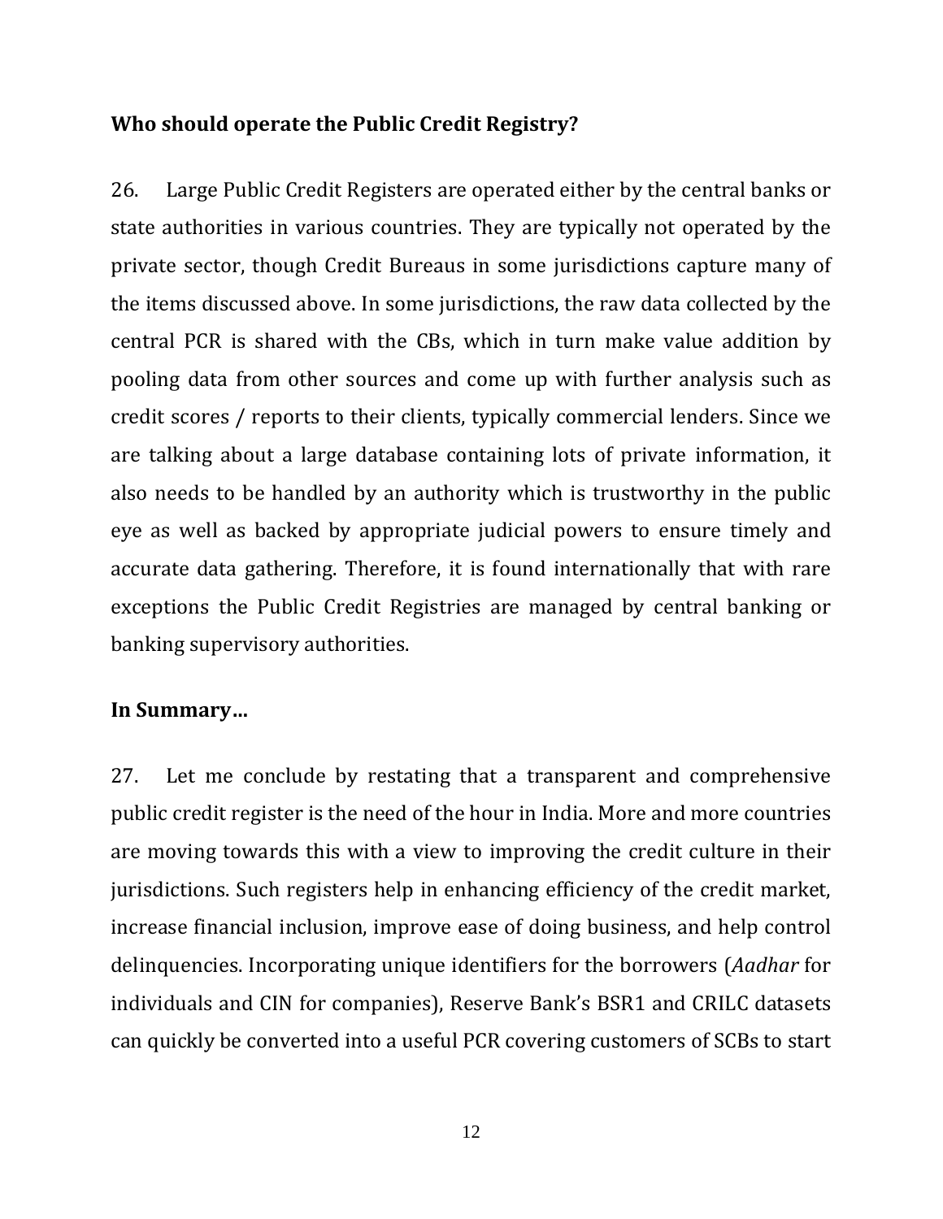**Who should operate the Public Credit Registry?**

26. Large Public Credit Registers are operated either by the central banks or state authorities in various countries. They are typically not operated by the private sector, though Credit Bureaus in some jurisdictions capture many of the items discussed above. In some jurisdictions, the raw data collected by the central PCR is shared with the CBs, which in turn make value addition by pooling data from other sources and come up with further analysis such as credit scores / reports to their clients, typically commercial lenders. Since we are talking about a large database containing lots of private information, it also needs to be handled by an authority which is trustworthy in the public eye as well as backed by appropriate judicial powers to ensure timely and accurate data gathering. Therefore, it is found internationally that with rare exceptions the Public Credit Registries are managed by central banking or banking supervisory authorities.

**In Summary…**

27. Let me conclude by restating that a transparent and comprehensive public credit register is the need of the hour in India. More and more countries are moving towards this with a view to improving the credit culture in their jurisdictions. Such registers help in enhancing efficiency of the credit market, increase financial inclusion, improve ease of doing business, and help control delinquencies. Incorporating unique identifiers for the borrowers (*Aadhar* for individuals and CIN for companies), Reserve Bank's BSR1 and CRILC datasets can quickly be converted into a useful PCR covering customers of SCBs to start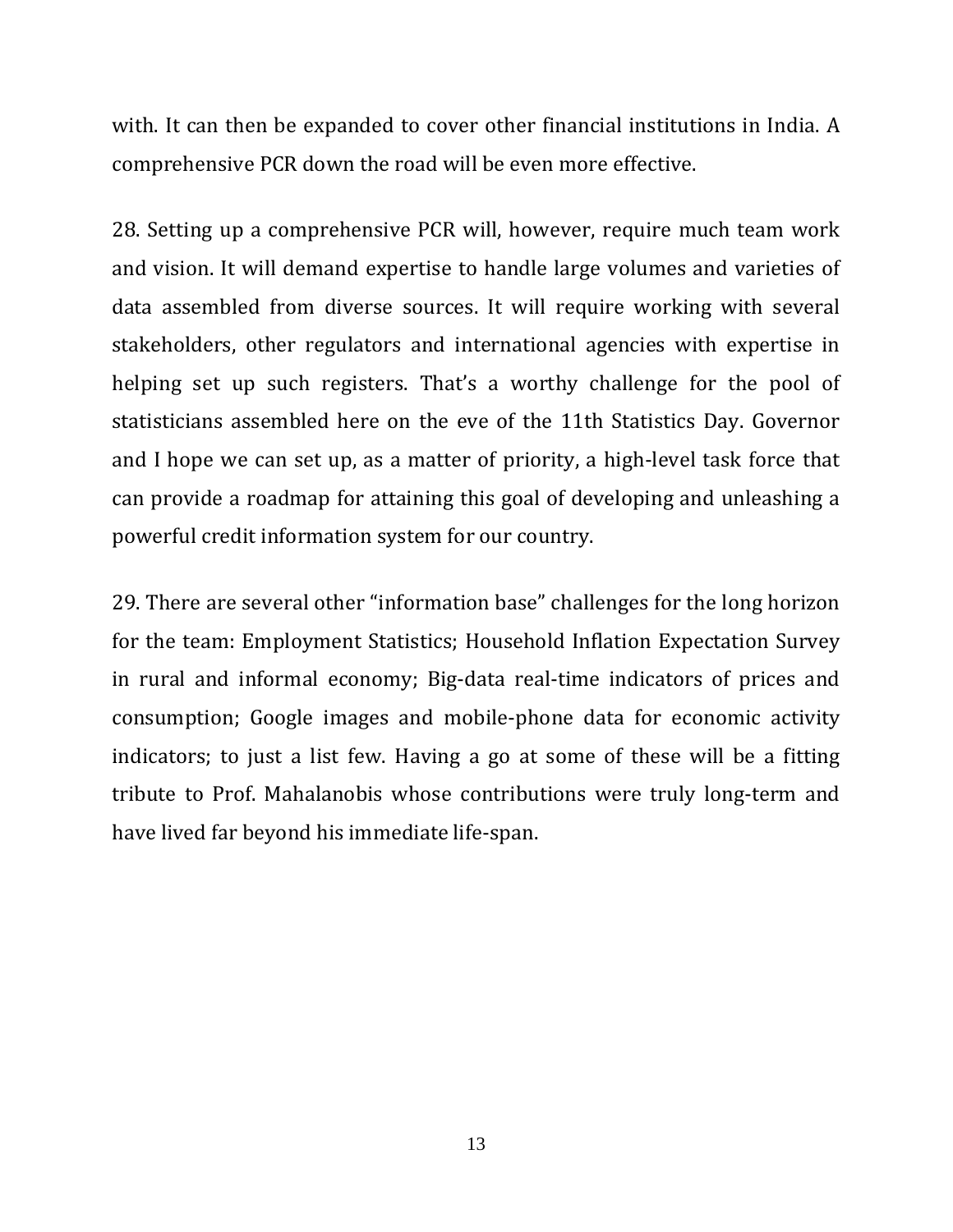with. It can then be expanded to cover other financial institutions in India. A comprehensive PCR down the road will be even more effective.

28. Setting up a comprehensive PCR will, however, require much team work and vision. It will demand expertise to handle large volumes and varieties of data assembled from diverse sources. It will require working with several stakeholders, other regulators and international agencies with expertise in helping set up such registers. That's a worthy challenge for the pool of statisticians assembled here on the eve of the 11th Statistics Day. Governor and I hope we can set up, as a matter of priority, a high-level task force that can provide a roadmap for attaining this goal of developing and unleashing a powerful credit information system for our country.

29. There are several other "information base" challenges for the long horizon for the team: Employment Statistics; Household Inflation Expectation Survey in rural and informal economy; Big-data real-time indicators of prices and consumption; Google images and mobile-phone data for economic activity indicators; to just a list few. Having a go at some of these will be a fitting tribute to Prof. Mahalanobis whose contributions were truly long-term and have lived far beyond his immediate life-span.